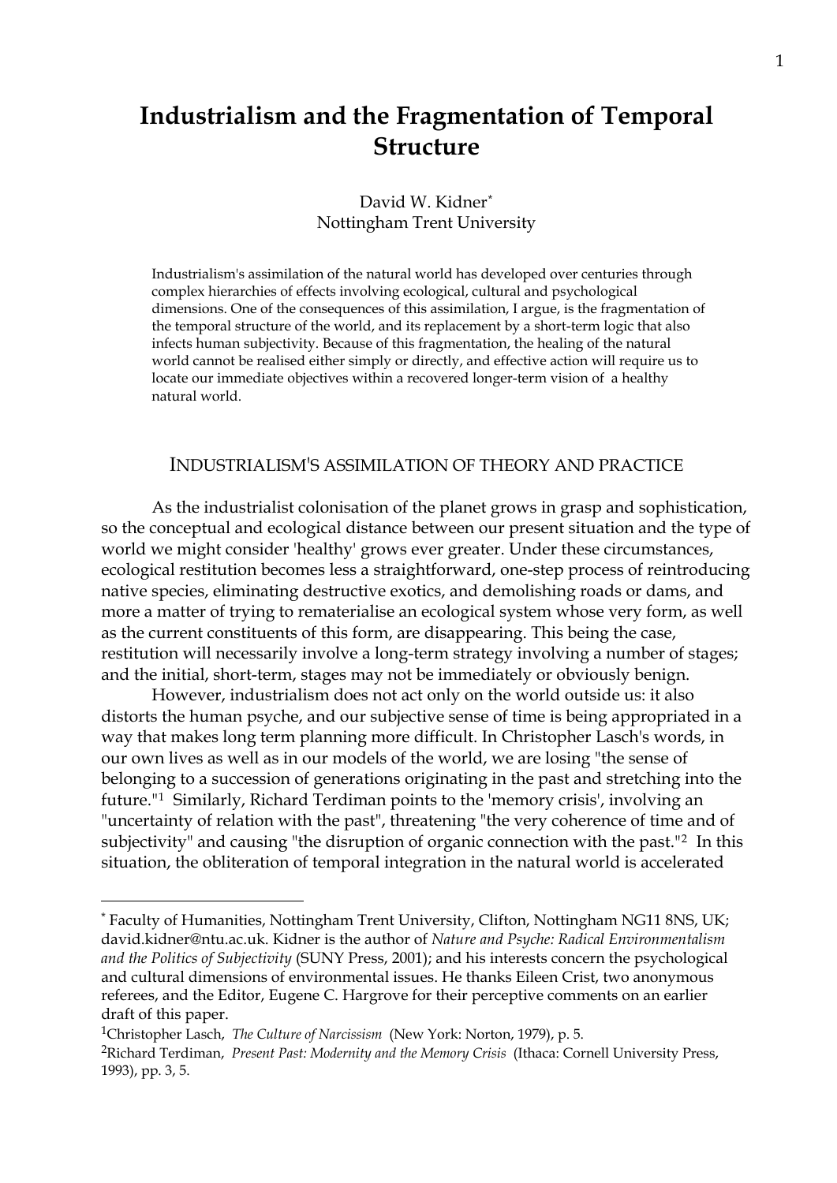# Industrialism and the Fragmentation of Temporal Structure

David W. Kidner[*]
Nottingham Trent University

> Industrialism's assimilation of the natural world has developed over centuries through complex hierarchies of effects involving ecological, cultural and psychological dimensions. One of the consequences of this assimilation, I argue, is the fragmentation of the temporal structure of the world, and its replacement by a short-term logic that also infects human subjectivity. Because of this fragmentation, the healing of the natural world cannot be realised either simply or directly, and effective action will require us to locate our immediate objectives within a recovered longer-term vision of a healthy natural world.

## INDUSTRIALISM'S ASSIMILATION OF THEORY AND PRACTICE

As the industrialist colonisation of the planet grows in grasp and sophistication, so the conceptual and ecological distance between our present situation and the type of world we might consider 'healthy' grows ever greater. Under these circumstances, ecological restitution becomes less a straightforward, one-step process of reintroducing native species, eliminating destructive exotics, and demolishing roads or dams, and more a matter of trying to rematerialise an ecological system whose very form, as well as the current constituents of this form, are disappearing. This being the case, restitution will necessarily involve a long-term strategy involving a number of stages; and the initial, short-term, stages may not be immediately or obviously benign.

However, industrialism does not act only on the world outside us: it also distorts the human psyche, and our subjective sense of time is being appropriated in a way that makes long term planning more difficult. In Christopher Lasch's words, in our own lives as well as in our models of the world, we are losing "the sense of belonging to a succession of generations originating in the past and stretching into the future."[1] Similarly, Richard Terdiman points to the 'memory crisis', involving an "uncertainty of relation with the past", threatening "the very coherence of time and of subjectivity" and causing "the disruption of organic connection with the past."[2] In this situation, the obliteration of temporal integration in the natural world is accelerated

---

[*] Faculty of Humanities, Nottingham Trent University, Clifton, Nottingham NG11 8NS, UK; david.kidner@ntu.ac.uk. Kidner is the author of *Nature and Psyche: Radical Environmentalism and the Politics of Subjectivity* (SUNY Press, 2001); and his interests concern the psychological and cultural dimensions of environmental issues. He thanks Eileen Crist, two anonymous referees, and the Editor, Eugene C. Hargrove for their perceptive comments on an earlier draft of this paper.

[1] Christopher Lasch, *The Culture of Narcissism* (New York: Norton, 1979), p. 5.

[2] Richard Terdiman, *Present Past: Modernity and the Memory Crisis* (Ithaca: Cornell University Press, 1993), pp. 3, 5.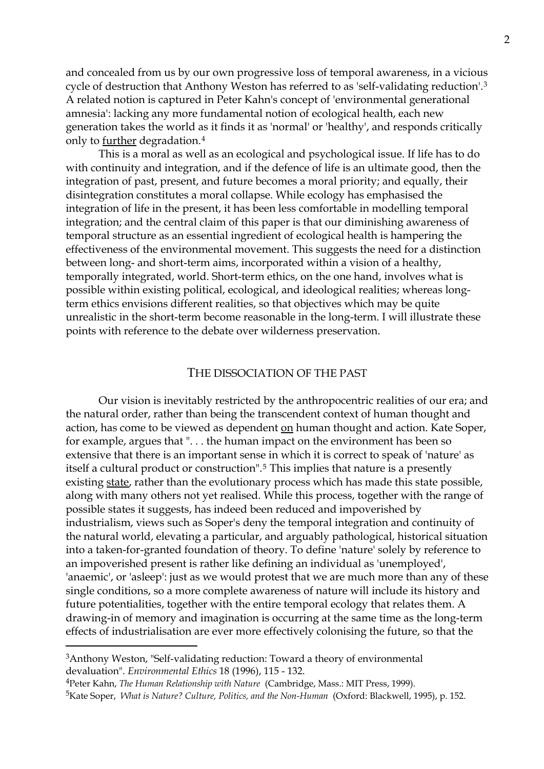and concealed from us by our own progressive loss of temporal awareness, in a vicious cycle of destruction that Anthony Weston has referred to as 'self-validating reduction'.[3] A related notion is captured in Peter Kahn's concept of 'environmental generational amnesia': lacking any more fundamental notion of ecological health, each new generation takes the world as it finds it as 'normal' or 'healthy', and responds critically only to <u>further</u> degradation.[4]

This is a moral as well as an ecological and psychological issue. If life has to do with continuity and integration, and if the defence of life is an ultimate good, then the integration of past, present, and future becomes a moral priority; and equally, their disintegration constitutes a moral collapse. While ecology has emphasised the integration of life in the present, it has been less comfortable in modelling temporal integration; and the central claim of this paper is that our diminishing awareness of temporal structure as an essential ingredient of ecological health is hampering the effectiveness of the environmental movement. This suggests the need for a distinction between long- and short-term aims, incorporated within a vision of a healthy, temporally integrated, world. Short-term ethics, on the one hand, involves what is possible within existing political, ecological, and ideological realities; whereas long-term ethics envisions different realities, so that objectives which may be quite unrealistic in the short-term become reasonable in the long-term. I will illustrate these points with reference to the debate over wilderness preservation.

## THE DISSOCIATION OF THE PAST

Our vision is inevitably restricted by the anthropocentric realities of our era; and the natural order, rather than being the transcendent context of human thought and action, has come to be viewed as dependent <u>on</u> human thought and action. Kate Soper, for example, argues that ". . . the human impact on the environment has been so extensive that there is an important sense in which it is correct to speak of 'nature' as itself a cultural product or construction".[5] This implies that nature is a presently existing <u>state</u>, rather than the evolutionary process which has made this state possible, along with many others not yet realised. While this process, together with the range of possible states it suggests, has indeed been reduced and impoverished by industrialism, views such as Soper's deny the temporal integration and continuity of the natural world, elevating a particular, and arguably pathological, historical situation into a taken-for-granted foundation of theory. To define 'nature' solely by reference to an impoverished present is rather like defining an individual as 'unemployed', 'anaemic', or 'asleep': just as we would protest that we are much more than any of these single conditions, so a more complete awareness of nature will include its history and future potentialities, together with the entire temporal ecology that relates them. A drawing-in of memory and imagination is occurring at the same time as the long-term effects of industrialisation are ever more effectively colonising the future, so that the

---

[3] Anthony Weston, "Self-validating reduction: Toward a theory of environmental devaluation". *Environmental Ethics* 18 (1996), 115 - 132.

[4] Peter Kahn, *The Human Relationship with Nature* (Cambridge, Mass.: MIT Press, 1999).

[5] Kate Soper, *What is Nature? Culture, Politics, and the Non-Human* (Oxford: Blackwell, 1995), p. 152.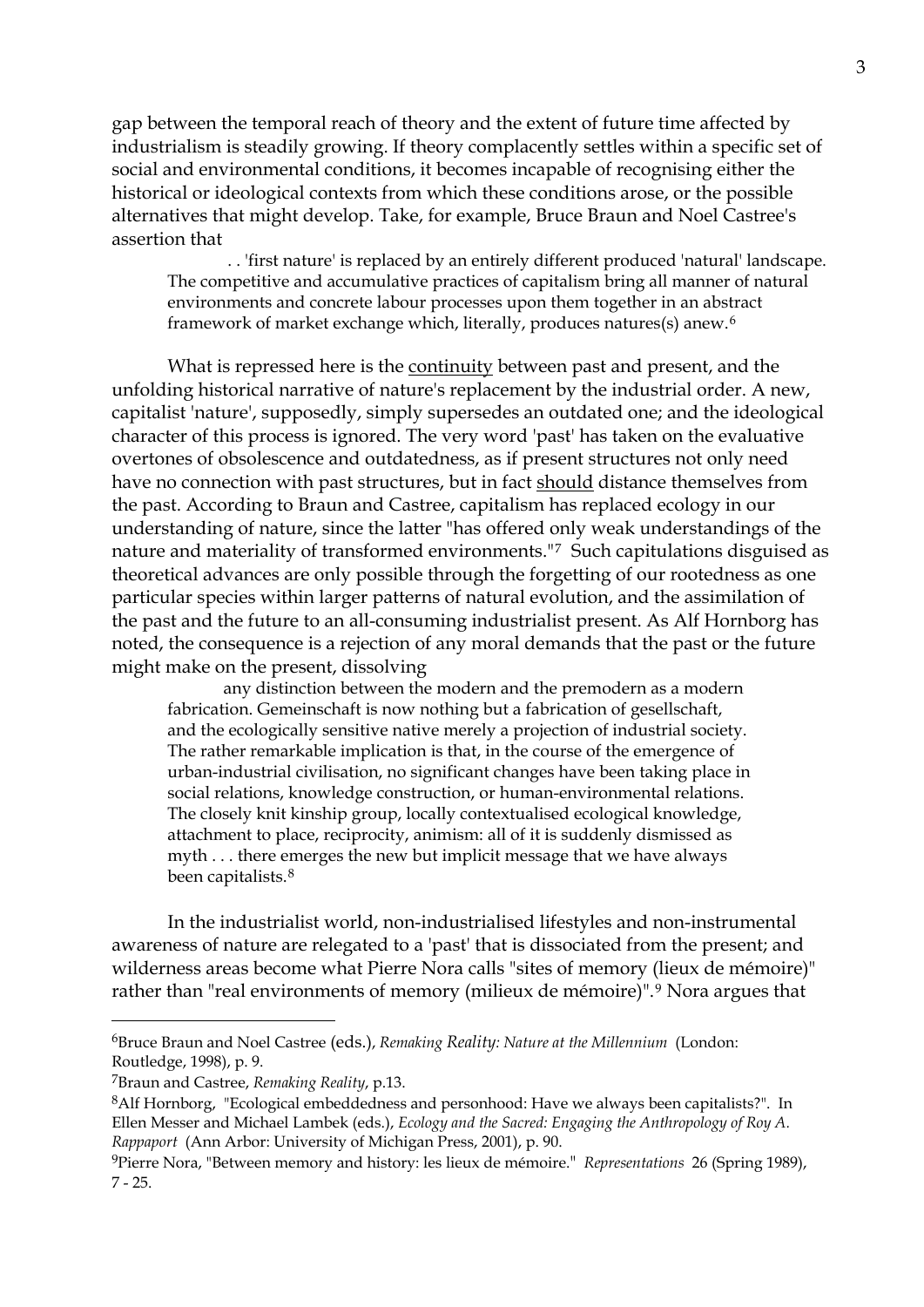gap between the temporal reach of theory and the extent of future time affected by industrialism is steadily growing. If theory complacently settles within a specific set of social and environmental conditions, it becomes incapable of recognising either the historical or ideological contexts from which these conditions arose, or the possible alternatives that might develop. Take, for example, Bruce Braun and Noel Castree's assertion that

> . . 'first nature' is replaced by an entirely different produced 'natural' landscape. The competitive and accumulative practices of capitalism bring all manner of natural environments and concrete labour processes upon them together in an abstract framework of market exchange which, literally, produces natures(s) anew.[6]

What is repressed here is the <u>continuity</u> between past and present, and the unfolding historical narrative of nature's replacement by the industrial order. A new, capitalist 'nature', supposedly, simply supersedes an outdated one; and the ideological character of this process is ignored. The very word 'past' has taken on the evaluative overtones of obsolescence and outdatedness, as if present structures not only need have no connection with past structures, but in fact <u>should</u> distance themselves from the past. According to Braun and Castree, capitalism has replaced ecology in our understanding of nature, since the latter "has offered only weak understandings of the nature and materiality of transformed environments."[7] Such capitulations disguised as theoretical advances are only possible through the forgetting of our rootedness as one particular species within larger patterns of natural evolution, and the assimilation of the past and the future to an all-consuming industrialist present. As Alf Hornborg has noted, the consequence is a rejection of any moral demands that the past or the future might make on the present, dissolving

> any distinction between the modern and the premodern as a modern fabrication. Gemeinschaft is now nothing but a fabrication of gesellschaft, and the ecologically sensitive native merely a projection of industrial society. The rather remarkable implication is that, in the course of the emergence of urban-industrial civilisation, no significant changes have been taking place in social relations, knowledge construction, or human-environmental relations. The closely knit kinship group, locally contextualised ecological knowledge, attachment to place, reciprocity, animism: all of it is suddenly dismissed as myth . . . there emerges the new but implicit message that we have always been capitalists.[8]

In the industrialist world, non-industrialised lifestyles and non-instrumental awareness of nature are relegated to a 'past' that is dissociated from the present; and wilderness areas become what Pierre Nora calls "sites of memory (lieux de mémoire)" rather than "real environments of memory (milieux de mémoire)".[9] Nora argues that

---

[6] Bruce Braun and Noel Castree (eds.), *Remaking Reality: Nature at the Millennium* (London: Routledge, 1998), p. 9.

[7] Braun and Castree, *Remaking Reality*, p.13.

[8] Alf Hornborg, "Ecological embeddedness and personhood: Have we always been capitalists?". In Ellen Messer and Michael Lambek (eds.), *Ecology and the Sacred: Engaging the Anthropology of Roy A. Rappaport* (Ann Arbor: University of Michigan Press, 2001), p. 90.

[9] Pierre Nora, "Between memory and history: les lieux de mémoire." *Representations* 26 (Spring 1989), 7 - 25.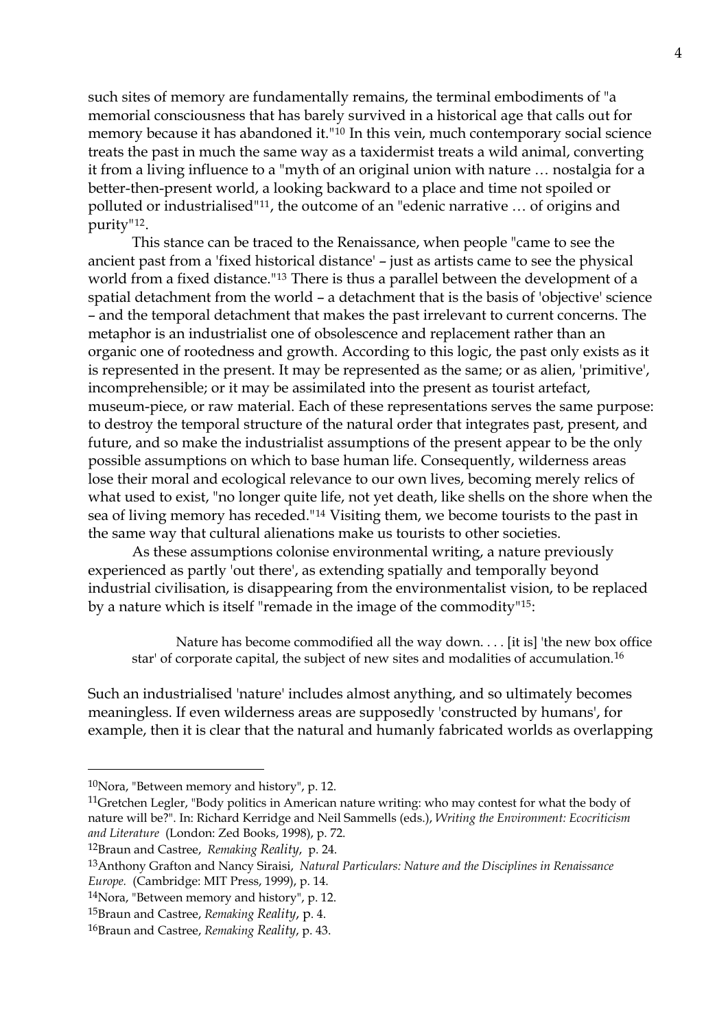such sites of memory are fundamentally remains, the terminal embodiments of "a memorial consciousness that has barely survived in a historical age that calls out for memory because it has abandoned it."[10] In this vein, much contemporary social science treats the past in much the same way as a taxidermist treats a wild animal, converting it from a living influence to a "myth of an original union with nature … nostalgia for a better-then-present world, a looking backward to a place and time not spoiled or polluted or industrialised"[11], the outcome of an "edenic narrative … of origins and purity"[12].

This stance can be traced to the Renaissance, when people "came to see the ancient past from a 'fixed historical distance' – just as artists came to see the physical world from a fixed distance."[13] There is thus a parallel between the development of a spatial detachment from the world – a detachment that is the basis of 'objective' science – and the temporal detachment that makes the past irrelevant to current concerns. The metaphor is an industrialist one of obsolescence and replacement rather than an organic one of rootedness and growth. According to this logic, the past only exists as it is represented in the present. It may be represented as the same; or as alien, 'primitive', incomprehensible; or it may be assimilated into the present as tourist artefact, museum-piece, or raw material. Each of these representations serves the same purpose: to destroy the temporal structure of the natural order that integrates past, present, and future, and so make the industrialist assumptions of the present appear to be the only possible assumptions on which to base human life. Consequently, wilderness areas lose their moral and ecological relevance to our own lives, becoming merely relics of what used to exist, "no longer quite life, not yet death, like shells on the shore when the sea of living memory has receded."[14] Visiting them, we become tourists to the past in the same way that cultural alienations make us tourists to other societies.

As these assumptions colonise environmental writing, a nature previously experienced as partly 'out there', as extending spatially and temporally beyond industrial civilisation, is disappearing from the environmentalist vision, to be replaced by a nature which is itself "remade in the image of the commodity"[15]:

> Nature has become commodified all the way down. . . . [it is] 'the new box office star' of corporate capital, the subject of new sites and modalities of accumulation.[16]

Such an industrialised 'nature' includes almost anything, and so ultimately becomes meaningless. If even wilderness areas are supposedly 'constructed by humans', for example, then it is clear that the natural and humanly fabricated worlds as overlapping

---

[10]Nora, "Between memory and history", p. 12.

[11]Gretchen Legler, "Body politics in American nature writing: who may contest for what the body of nature will be?". In: Richard Kerridge and Neil Sammells (eds.), *Writing the Environment: Ecocriticism and Literature* (London: Zed Books, 1998), p. 72.

[12]Braun and Castree, *Remaking Reality*, p. 24.

[13]Anthony Grafton and Nancy Siraisi, *Natural Particulars: Nature and the Disciplines in Renaissance Europe.* (Cambridge: MIT Press, 1999), p. 14.

[14]Nora, "Between memory and history", p. 12.

[15]Braun and Castree, *Remaking Reality*, p. 4.

[16]Braun and Castree, *Remaking Reality*, p. 43.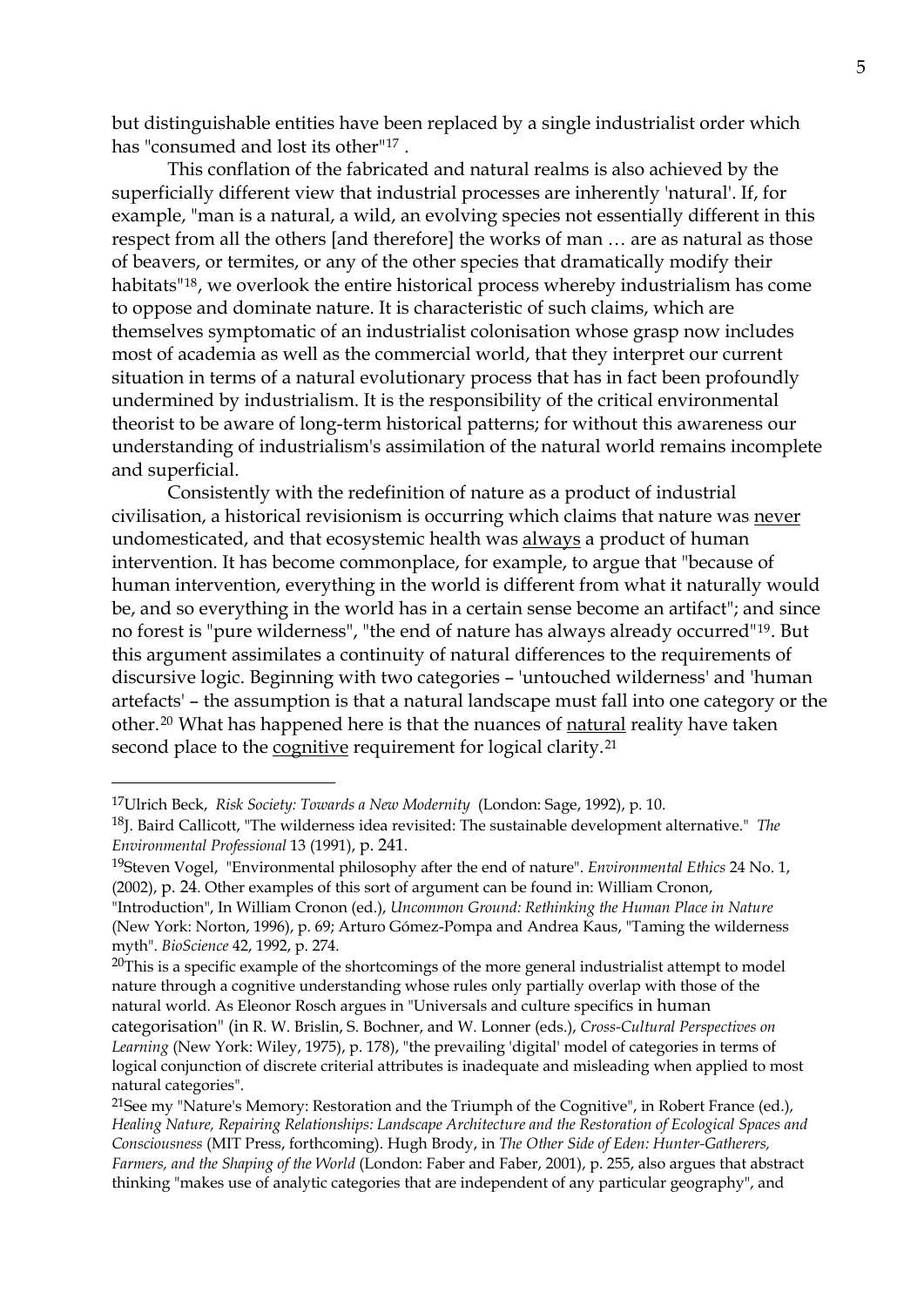but distinguishable entities have been replaced by a single industrialist order which has "consumed and lost its other"[17] .

This conflation of the fabricated and natural realms is also achieved by the superficially different view that industrial processes are inherently 'natural'. If, for example, "man is a natural, a wild, an evolving species not essentially different in this respect from all the others [and therefore] the works of man … are as natural as those of beavers, or termites, or any of the other species that dramatically modify their habitats"[18], we overlook the entire historical process whereby industrialism has come to oppose and dominate nature. It is characteristic of such claims, which are themselves symptomatic of an industrialist colonisation whose grasp now includes most of academia as well as the commercial world, that they interpret our current situation in terms of a natural evolutionary process that has in fact been profoundly undermined by industrialism. It is the responsibility of the critical environmental theorist to be aware of long-term historical patterns; for without this awareness our understanding of industrialism's assimilation of the natural world remains incomplete and superficial.

Consistently with the redefinition of nature as a product of industrial civilisation, a historical revisionism is occurring which claims that nature was <u>never</u> undomesticated, and that ecosystemic health was <u>always</u> a product of human intervention. It has become commonplace, for example, to argue that "because of human intervention, everything in the world is different from what it naturally would be, and so everything in the world has in a certain sense become an artifact"; and since no forest is "pure wilderness", "the end of nature has always already occurred"[19]. But this argument assimilates a continuity of natural differences to the requirements of discursive logic. Beginning with two categories – 'untouched wilderness' and 'human artefacts' – the assumption is that a natural landscape must fall into one category or the other.[20] What has happened here is that the nuances of <u>natural</u> reality have taken second place to the <u>cognitive</u> requirement for logical clarity.[21]

---

[17]Ulrich Beck, *Risk Society: Towards a New Modernity* (London: Sage, 1992), p. 10.

[18]J. Baird Callicott, "The wilderness idea revisited: The sustainable development alternative." *The Environmental Professional* 13 (1991), p. 241.

[19]Steven Vogel, "Environmental philosophy after the end of nature". *Environmental Ethics* 24 No. 1, (2002), p. 24. Other examples of this sort of argument can be found in: William Cronon, "Introduction", In William Cronon (ed.), *Uncommon Ground: Rethinking the Human Place in Nature* (New York: Norton, 1996), p. 69; Arturo Gómez-Pompa and Andrea Kaus, "Taming the wilderness myth". *BioScience* 42, 1992, p. 274.

[20]This is a specific example of the shortcomings of the more general industrialist attempt to model nature through a cognitive understanding whose rules only partially overlap with those of the natural world. As Eleonor Rosch argues in "Universals and culture specifics in human categorisation" (in R. W. Brislin, S. Bochner, and W. Lonner (eds.), *Cross-Cultural Perspectives on Learning* (New York: Wiley, 1975), p. 178), "the prevailing 'digital' model of categories in terms of logical conjunction of discrete criterial attributes is inadequate and misleading when applied to most natural categories".

[21]See my "Nature's Memory: Restoration and the Triumph of the Cognitive", in Robert France (ed.), *Healing Nature, Repairing Relationships: Landscape Architecture and the Restoration of Ecological Spaces and Consciousness* (MIT Press, forthcoming). Hugh Brody, in *The Other Side of Eden: Hunter-Gatherers, Farmers, and the Shaping of the World* (London: Faber and Faber, 2001), p. 255, also argues that abstract thinking "makes use of analytic categories that are independent of any particular geography", and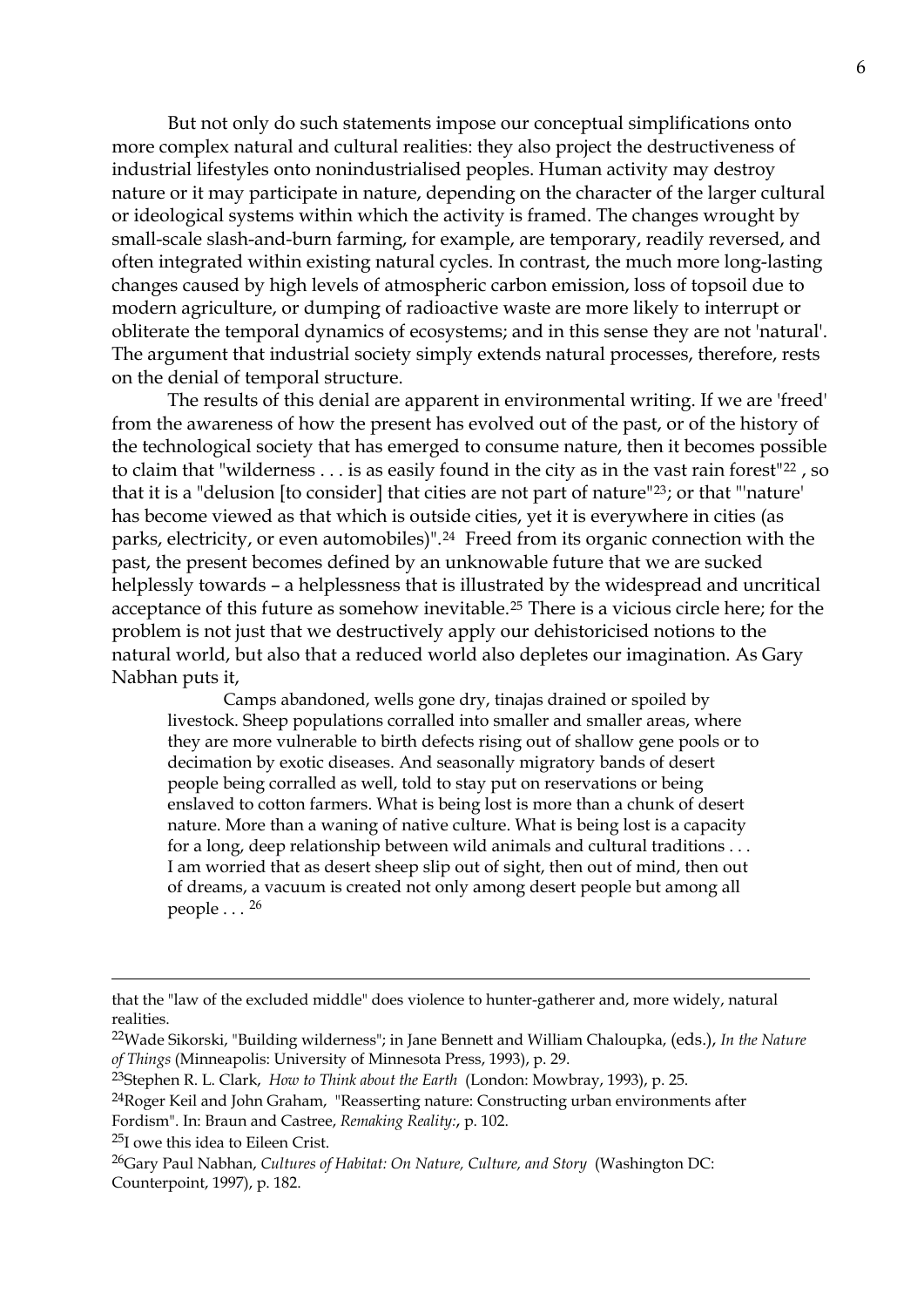But not only do such statements impose our conceptual simplifications onto more complex natural and cultural realities: they also project the destructiveness of industrial lifestyles onto nonindustrialised peoples. Human activity may destroy nature or it may participate in nature, depending on the character of the larger cultural or ideological systems within which the activity is framed. The changes wrought by small-scale slash-and-burn farming, for example, are temporary, readily reversed, and often integrated within existing natural cycles. In contrast, the much more long-lasting changes caused by high levels of atmospheric carbon emission, loss of topsoil due to modern agriculture, or dumping of radioactive waste are more likely to interrupt or obliterate the temporal dynamics of ecosystems; and in this sense they are not 'natural'. The argument that industrial society simply extends natural processes, therefore, rests on the denial of temporal structure.

The results of this denial are apparent in environmental writing. If we are 'freed' from the awareness of how the present has evolved out of the past, or of the history of the technological society that has emerged to consume nature, then it becomes possible to claim that "wilderness . . . is as easily found in the city as in the vast rain forest"[22] , so that it is a "delusion [to consider] that cities are not part of nature"[23]; or that "'nature' has become viewed as that which is outside cities, yet it is everywhere in cities (as parks, electricity, or even automobiles)".[24] Freed from its organic connection with the past, the present becomes defined by an unknowable future that we are sucked helplessly towards – a helplessness that is illustrated by the widespread and uncritical acceptance of this future as somehow inevitable.[25] There is a vicious circle here; for the problem is not just that we destructively apply our dehistoricised notions to the natural world, but also that a reduced world also depletes our imagination. As Gary Nabhan puts it,

> Camps abandoned, wells gone dry, tinajas drained or spoiled by livestock. Sheep populations corralled into smaller and smaller areas, where they are more vulnerable to birth defects rising out of shallow gene pools or to decimation by exotic diseases. And seasonally migratory bands of desert people being corralled as well, told to stay put on reservations or being enslaved to cotton farmers. What is being lost is more than a chunk of desert nature. More than a waning of native culture. What is being lost is a capacity for a long, deep relationship between wild animals and cultural traditions . . . I am worried that as desert sheep slip out of sight, then out of mind, then out of dreams, a vacuum is created not only among desert people but among all people . . . [26]

---

that the "law of the excluded middle" does violence to hunter-gatherer and, more widely, natural realities.

[22]Wade Sikorski, "Building wilderness"; in Jane Bennett and William Chaloupka, (eds.), *In the Nature of Things* (Minneapolis: University of Minnesota Press, 1993), p. 29.

[23]Stephen R. L. Clark, *How to Think about the Earth* (London: Mowbray, 1993), p. 25.

[24]Roger Keil and John Graham, "Reasserting nature: Constructing urban environments after Fordism". In: Braun and Castree, *Remaking Reality:*, p. 102.

[25]I owe this idea to Eileen Crist.

[26]Gary Paul Nabhan, *Cultures of Habitat: On Nature, Culture, and Story* (Washington DC: Counterpoint, 1997), p. 182.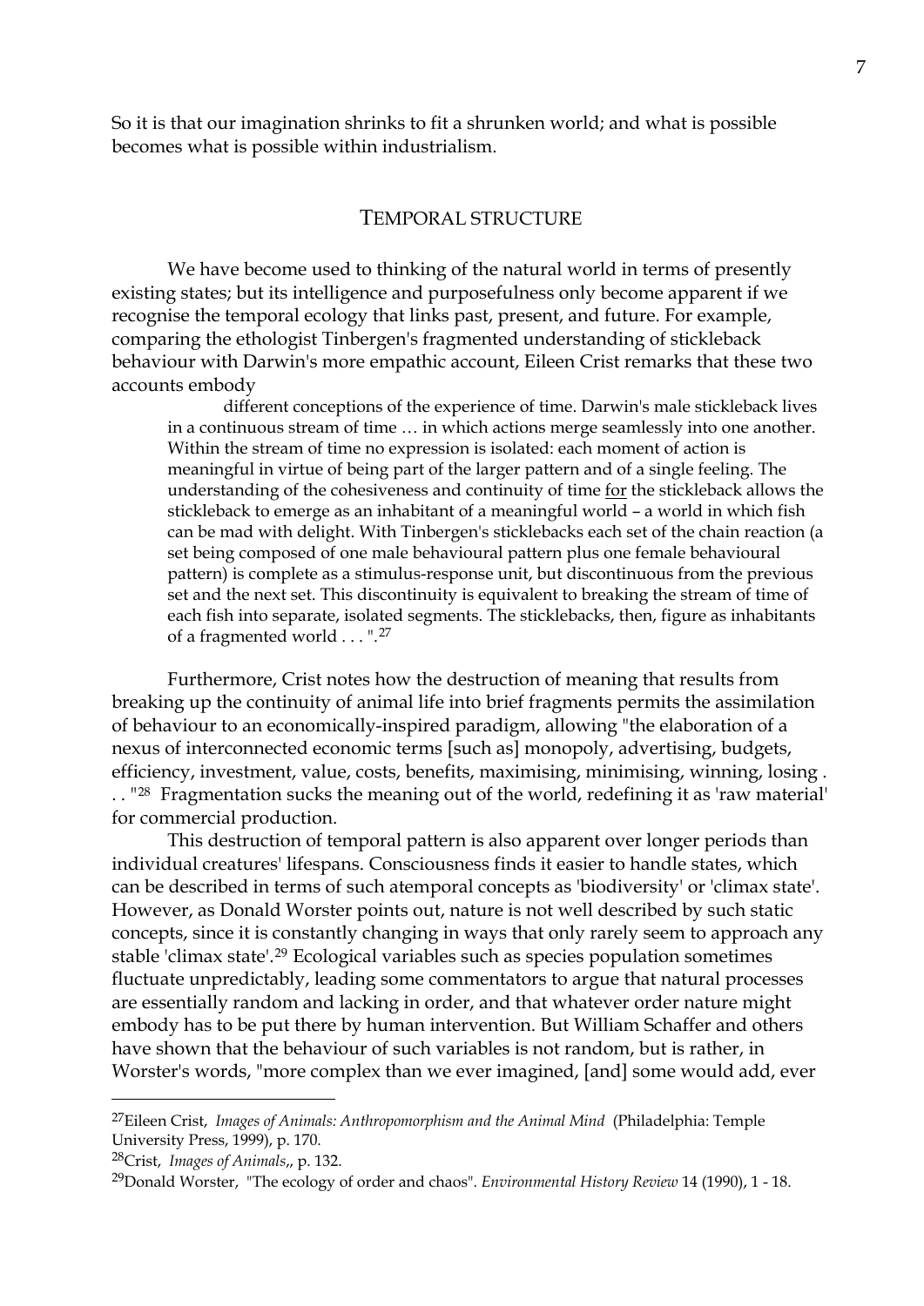So it is that our imagination shrinks to fit a shrunken world; and what is possible becomes what is possible within industrialism.

## TEMPORAL STRUCTURE

We have become used to thinking of the natural world in terms of presently existing states; but its intelligence and purposefulness only become apparent if we recognise the temporal ecology that links past, present, and future. For example, comparing the ethologist Tinbergen's fragmented understanding of stickleback behaviour with Darwin's more empathic account, Eileen Crist remarks that these two accounts embody

> different conceptions of the experience of time. Darwin's male stickleback lives in a continuous stream of time … in which actions merge seamlessly into one another. Within the stream of time no expression is isolated: each moment of action is meaningful in virtue of being part of the larger pattern and of a single feeling. The understanding of the cohesiveness and continuity of time <u>for</u> the stickleback allows the stickleback to emerge as an inhabitant of a meaningful world – a world in which fish can be mad with delight. With Tinbergen's sticklebacks each set of the chain reaction (a set being composed of one male behavioural pattern plus one female behavioural pattern) is complete as a stimulus-response unit, but discontinuous from the previous set and the next set. This discontinuity is equivalent to breaking the stream of time of each fish into separate, isolated segments. The sticklebacks, then, figure as inhabitants of a fragmented world . . . ".[27]

Furthermore, Crist notes how the destruction of meaning that results from breaking up the continuity of animal life into brief fragments permits the assimilation of behaviour to an economically-inspired paradigm, allowing "the elaboration of a nexus of interconnected economic terms [such as] monopoly, advertising, budgets, efficiency, investment, value, costs, benefits, maximising, minimising, winning, losing . . . "[28] Fragmentation sucks the meaning out of the world, redefining it as 'raw material' for commercial production.

This destruction of temporal pattern is also apparent over longer periods than individual creatures' lifespans. Consciousness finds it easier to handle states, which can be described in terms of such atemporal concepts as 'biodiversity' or 'climax state'. However, as Donald Worster points out, nature is not well described by such static concepts, since it is constantly changing in ways that only rarely seem to approach any stable 'climax state'.[29] Ecological variables such as species population sometimes fluctuate unpredictably, leading some commentators to argue that natural processes are essentially random and lacking in order, and that whatever order nature might embody has to be put there by human intervention. But William Schaffer and others have shown that the behaviour of such variables is not random, but is rather, in Worster's words, "more complex than we ever imagined, [and] some would add, ever

---

[27] Eileen Crist, *Images of Animals: Anthropomorphism and the Animal Mind* (Philadelphia: Temple University Press, 1999), p. 170.

[28] Crist, *Images of Animals*,, p. 132.

[29] Donald Worster, "The ecology of order and chaos". *Environmental History Review* 14 (1990), 1 - 18.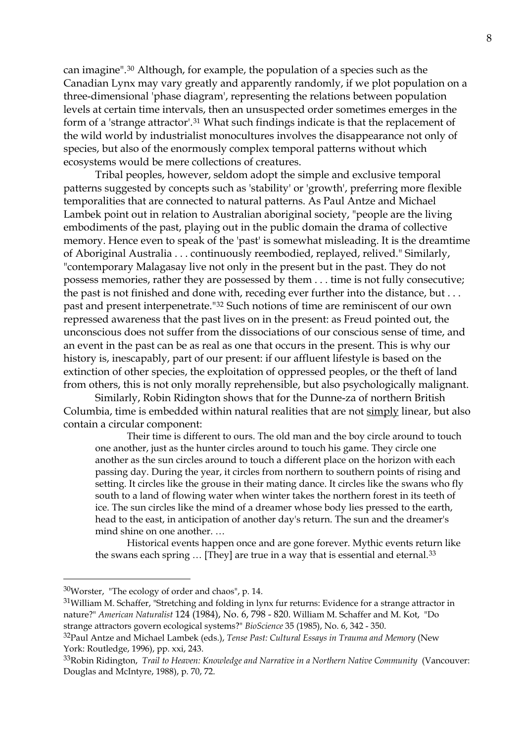can imagine".[30] Although, for example, the population of a species such as the Canadian Lynx may vary greatly and apparently randomly, if we plot population on a three-dimensional 'phase diagram', representing the relations between population levels at certain time intervals, then an unsuspected order sometimes emerges in the form of a 'strange attractor'.[31] What such findings indicate is that the replacement of the wild world by industrialist monocultures involves the disappearance not only of species, but also of the enormously complex temporal patterns without which ecosystems would be mere collections of creatures.

Tribal peoples, however, seldom adopt the simple and exclusive temporal patterns suggested by concepts such as 'stability' or 'growth', preferring more flexible temporalities that are connected to natural patterns. As Paul Antze and Michael Lambek point out in relation to Australian aboriginal society, "people are the living embodiments of the past, playing out in the public domain the drama of collective memory. Hence even to speak of the 'past' is somewhat misleading. It is the dreamtime of Aboriginal Australia . . . continuously reembodied, replayed, relived." Similarly, "contemporary Malagasay live not only in the present but in the past. They do not possess memories, rather they are possessed by them . . . time is not fully consecutive; the past is not finished and done with, receding ever further into the distance, but . . . past and present interpenetrate."[32] Such notions of time are reminiscent of our own repressed awareness that the past lives on in the present: as Freud pointed out, the unconscious does not suffer from the dissociations of our conscious sense of time, and an event in the past can be as real as one that occurs in the present. This is why our history is, inescapably, part of our present: if our affluent lifestyle is based on the extinction of other species, the exploitation of oppressed peoples, or the theft of land from others, this is not only morally reprehensible, but also psychologically malignant.

Similarly, Robin Ridington shows that for the Dunne-za of northern British Columbia, time is embedded within natural realities that are not <u>simply</u> linear, but also contain a circular component:

> Their time is different to ours. The old man and the boy circle around to touch one another, just as the hunter circles around to touch his game. They circle one another as the sun circles around to touch a different place on the horizon with each passing day. During the year, it circles from northern to southern points of rising and setting. It circles like the grouse in their mating dance. It circles like the swans who fly south to a land of flowing water when winter takes the northern forest in its teeth of ice. The sun circles like the mind of a dreamer whose body lies pressed to the earth, head to the east, in anticipation of another day's return. The sun and the dreamer's mind shine on one another. …
>
> Historical events happen once and are gone forever. Mythic events return like the swans each spring … [They] are true in a way that is essential and eternal.[33]

---

[30] Worster, "The ecology of order and chaos", p. 14.

[31] William M. Schaffer, "Stretching and folding in lynx fur returns: Evidence for a strange attractor in nature?" *American Naturalist* 124 (1984), No. 6, 798 - 820. William M. Schaffer and M. Kot, "Do strange attractors govern ecological systems?" *BioScience* 35 (1985), No. 6, 342 - 350.

[32] Paul Antze and Michael Lambek (eds.), *Tense Past: Cultural Essays in Trauma and Memory* (New York: Routledge, 1996), pp. xxi, 243.

[33] Robin Ridington, *Trail to Heaven: Knowledge and Narrative in a Northern Native Community* (Vancouver: Douglas and McIntyre, 1988), p. 70, 72.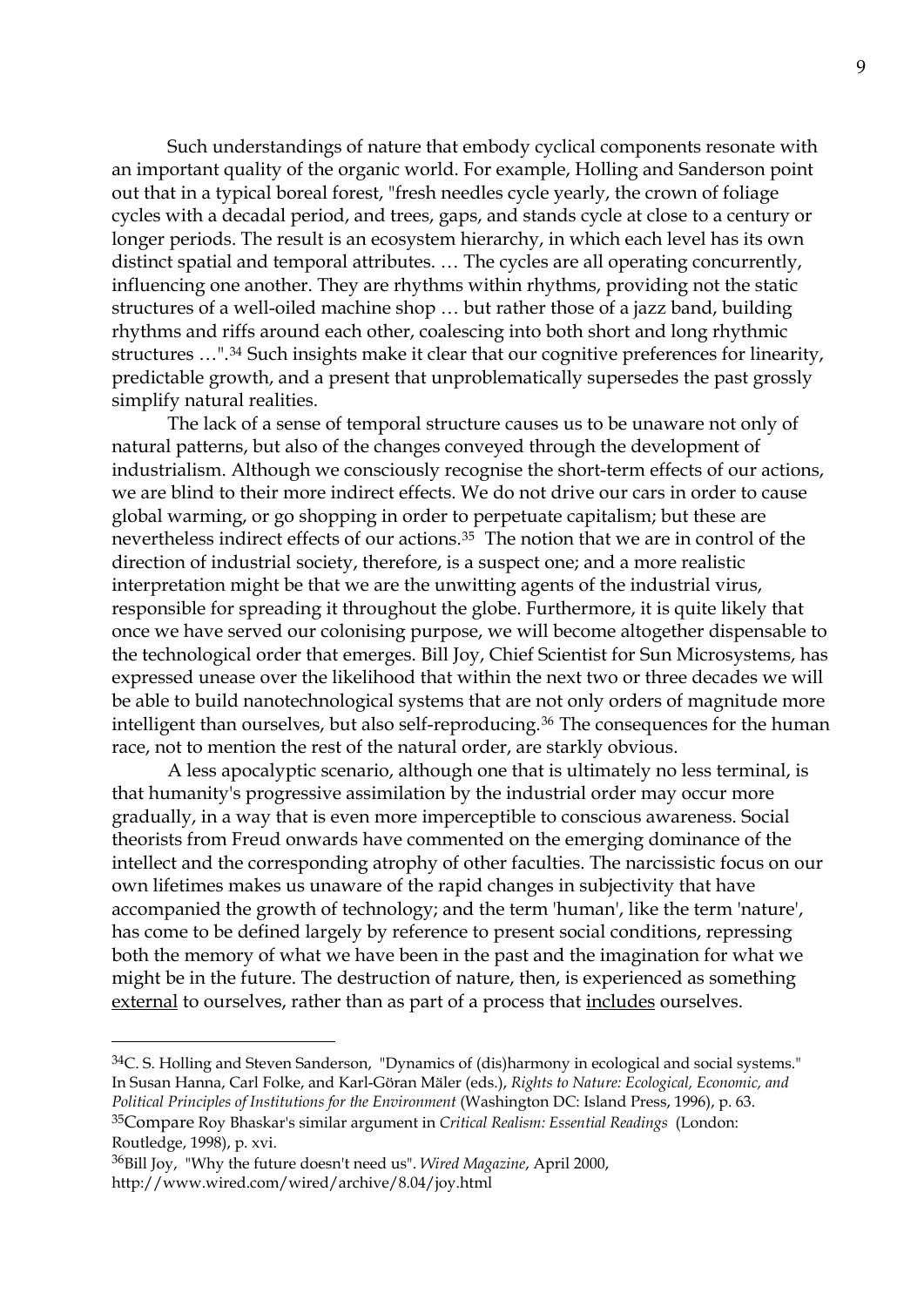Such understandings of nature that embody cyclical components resonate with an important quality of the organic world. For example, Holling and Sanderson point out that in a typical boreal forest, "fresh needles cycle yearly, the crown of foliage cycles with a decadal period, and trees, gaps, and stands cycle at close to a century or longer periods. The result is an ecosystem hierarchy, in which each level has its own distinct spatial and temporal attributes. … The cycles are all operating concurrently, influencing one another. They are rhythms within rhythms, providing not the static structures of a well-oiled machine shop … but rather those of a jazz band, building rhythms and riffs around each other, coalescing into both short and long rhythmic structures …".[34] Such insights make it clear that our cognitive preferences for linearity, predictable growth, and a present that unproblematically supersedes the past grossly simplify natural realities.

The lack of a sense of temporal structure causes us to be unaware not only of natural patterns, but also of the changes conveyed through the development of industrialism. Although we consciously recognise the short-term effects of our actions, we are blind to their more indirect effects. We do not drive our cars in order to cause global warming, or go shopping in order to perpetuate capitalism; but these are nevertheless indirect effects of our actions.[35] The notion that we are in control of the direction of industrial society, therefore, is a suspect one; and a more realistic interpretation might be that we are the unwitting agents of the industrial virus, responsible for spreading it throughout the globe. Furthermore, it is quite likely that once we have served our colonising purpose, we will become altogether dispensable to the technological order that emerges. Bill Joy, Chief Scientist for Sun Microsystems, has expressed unease over the likelihood that within the next two or three decades we will be able to build nanotechnological systems that are not only orders of magnitude more intelligent than ourselves, but also self-reproducing.[36] The consequences for the human race, not to mention the rest of the natural order, are starkly obvious.

A less apocalyptic scenario, although one that is ultimately no less terminal, is that humanity's progressive assimilation by the industrial order may occur more gradually, in a way that is even more imperceptible to conscious awareness. Social theorists from Freud onwards have commented on the emerging dominance of the intellect and the corresponding atrophy of other faculties. The narcissistic focus on our own lifetimes makes us unaware of the rapid changes in subjectivity that have accompanied the growth of technology; and the term 'human', like the term 'nature', has come to be defined largely by reference to present social conditions, repressing both the memory of what we have been in the past and the imagination for what we might be in the future. The destruction of nature, then, is experienced as something <u>external</u> to ourselves, rather than as part of a process that <u>includes</u> ourselves.

---

[34] C. S. Holling and Steven Sanderson, "Dynamics of (dis)harmony in ecological and social systems." In Susan Hanna, Carl Folke, and Karl-Göran Mäler (eds.), *Rights to Nature: Ecological, Economic, and Political Principles of Institutions for the Environment* (Washington DC: Island Press, 1996), p. 63.

[35] Compare Roy Bhaskar's similar argument in *Critical Realism: Essential Readings* (London: Routledge, 1998), p. xvi.

[36] Bill Joy, "Why the future doesn't need us". *Wired Magazine*, April 2000, http://www.wired.com/wired/archive/8.04/joy.html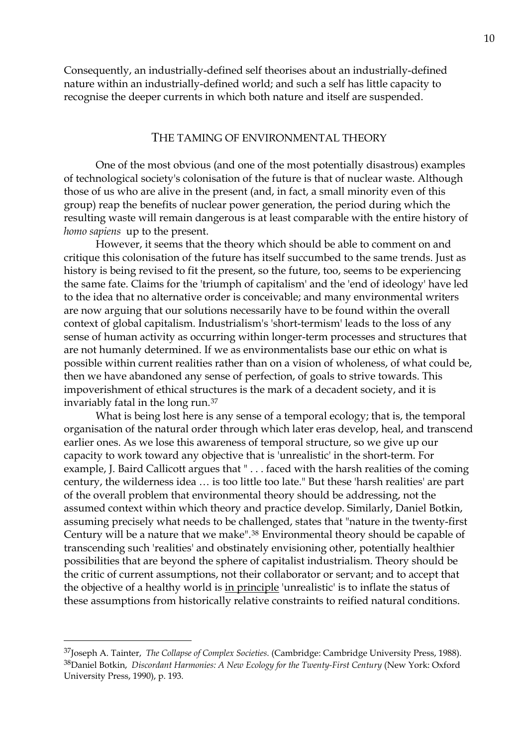Consequently, an industrially-defined self theorises about an industrially-defined nature within an industrially-defined world; and such a self has little capacity to recognise the deeper currents in which both nature and itself are suspended.

## THE TAMING OF ENVIRONMENTAL THEORY

One of the most obvious (and one of the most potentially disastrous) examples of technological society's colonisation of the future is that of nuclear waste. Although those of us who are alive in the present (and, in fact, a small minority even of this group) reap the benefits of nuclear power generation, the period during which the resulting waste will remain dangerous is at least comparable with the entire history of *homo sapiens* up to the present.

However, it seems that the theory which should be able to comment on and critique this colonisation of the future has itself succumbed to the same trends. Just as history is being revised to fit the present, so the future, too, seems to be experiencing the same fate. Claims for the 'triumph of capitalism' and the 'end of ideology' have led to the idea that no alternative order is conceivable; and many environmental writers are now arguing that our solutions necessarily have to be found within the overall context of global capitalism. Industrialism's 'short-termism' leads to the loss of any sense of human activity as occurring within longer-term processes and structures that are not humanly determined. If we as environmentalists base our ethic on what is possible within current realities rather than on a vision of wholeness, of what could be, then we have abandoned any sense of perfection, of goals to strive towards. This impoverishment of ethical structures is the mark of a decadent society, and it is invariably fatal in the long run.[37]

What is being lost here is any sense of a temporal ecology; that is, the temporal organisation of the natural order through which later eras develop, heal, and transcend earlier ones. As we lose this awareness of temporal structure, so we give up our capacity to work toward any objective that is 'unrealistic' in the short-term. For example, J. Baird Callicott argues that " . . . faced with the harsh realities of the coming century, the wilderness idea … is too little too late." But these 'harsh realities' are part of the overall problem that environmental theory should be addressing, not the assumed context within which theory and practice develop. Similarly, Daniel Botkin, assuming precisely what needs to be challenged, states that "nature in the twenty-first Century will be a nature that we make".[38] Environmental theory should be capable of transcending such 'realities' and obstinately envisioning other, potentially healthier possibilities that are beyond the sphere of capitalist industrialism. Theory should be the critic of current assumptions, not their collaborator or servant; and to accept that the objective of a healthy world is <u>in principle</u> 'unrealistic' is to inflate the status of these assumptions from historically relative constraints to reified natural conditions.

---

[37] Joseph A. Tainter, *The Collapse of Complex Societies.* (Cambridge: Cambridge University Press, 1988).

[38] Daniel Botkin, *Discordant Harmonies: A New Ecology for the Twenty-First Century* (New York: Oxford University Press, 1990), p. 193.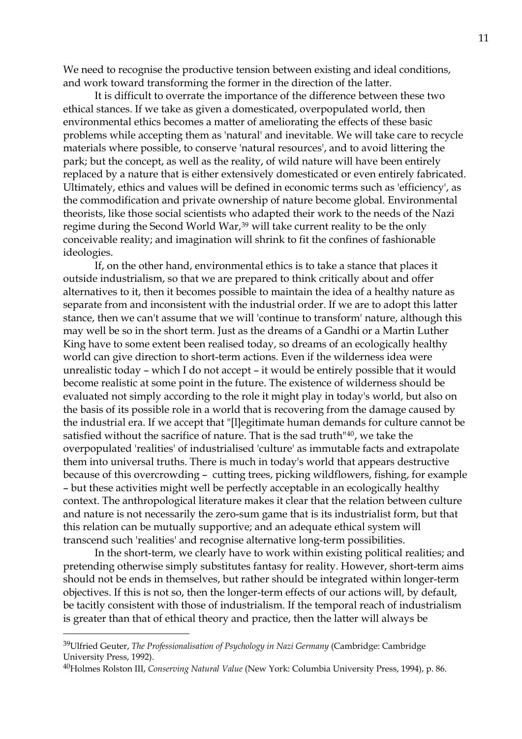We need to recognise the productive tension between existing and ideal conditions, and work toward transforming the former in the direction of the latter.

It is difficult to overrate the importance of the difference between these two ethical stances. If we take as given a domesticated, overpopulated world, then environmental ethics becomes a matter of ameliorating the effects of these basic problems while accepting them as 'natural' and inevitable. We will take care to recycle materials where possible, to conserve 'natural resources', and to avoid littering the park; but the concept, as well as the reality, of wild nature will have been entirely replaced by a nature that is either extensively domesticated or even entirely fabricated. Ultimately, ethics and values will be defined in economic terms such as 'efficiency', as the commodification and private ownership of nature become global. Environmental theorists, like those social scientists who adapted their work to the needs of the Nazi regime during the Second World War,[39] will take current reality to be the only conceivable reality; and imagination will shrink to fit the confines of fashionable ideologies.

If, on the other hand, environmental ethics is to take a stance that places it outside industrialism, so that we are prepared to think critically about and offer alternatives to it, then it becomes possible to maintain the idea of a healthy nature as separate from and inconsistent with the industrial order. If we are to adopt this latter stance, then we can't assume that we will 'continue to transform' nature, although this may well be so in the short term. Just as the dreams of a Gandhi or a Martin Luther King have to some extent been realised today, so dreams of an ecologically healthy world can give direction to short-term actions. Even if the wilderness idea were unrealistic today – which I do not accept – it would be entirely possible that it would become realistic at some point in the future. The existence of wilderness should be evaluated not simply according to the role it might play in today's world, but also on the basis of its possible role in a world that is recovering from the damage caused by the industrial era. If we accept that "[l]egitimate human demands for culture cannot be satisfied without the sacrifice of nature. That is the sad truth"[40], we take the overpopulated 'realities' of industrialised 'culture' as immutable facts and extrapolate them into universal truths. There is much in today's world that appears destructive because of this overcrowding – cutting trees, picking wildflowers, fishing, for example – but these activities might well be perfectly acceptable in an ecologically healthy context. The anthropological literature makes it clear that the relation between culture and nature is not necessarily the zero-sum game that is its industrialist form, but that this relation can be mutually supportive; and an adequate ethical system will transcend such 'realities' and recognise alternative long-term possibilities.

In the short-term, we clearly have to work within existing political realities; and pretending otherwise simply substitutes fantasy for reality. However, short-term aims should not be ends in themselves, but rather should be integrated within longer-term objectives. If this is not so, then the longer-term effects of our actions will, by default, be tacitly consistent with those of industrialism. If the temporal reach of industrialism is greater than that of ethical theory and practice, then the latter will always be

---

[39]Ulfried Geuter, *The Professionalisation of Psychology in Nazi Germany* (Cambridge: Cambridge University Press, 1992).

[40]Holmes Rolston III, *Conserving Natural Value* (New York: Columbia University Press, 1994), p. 86.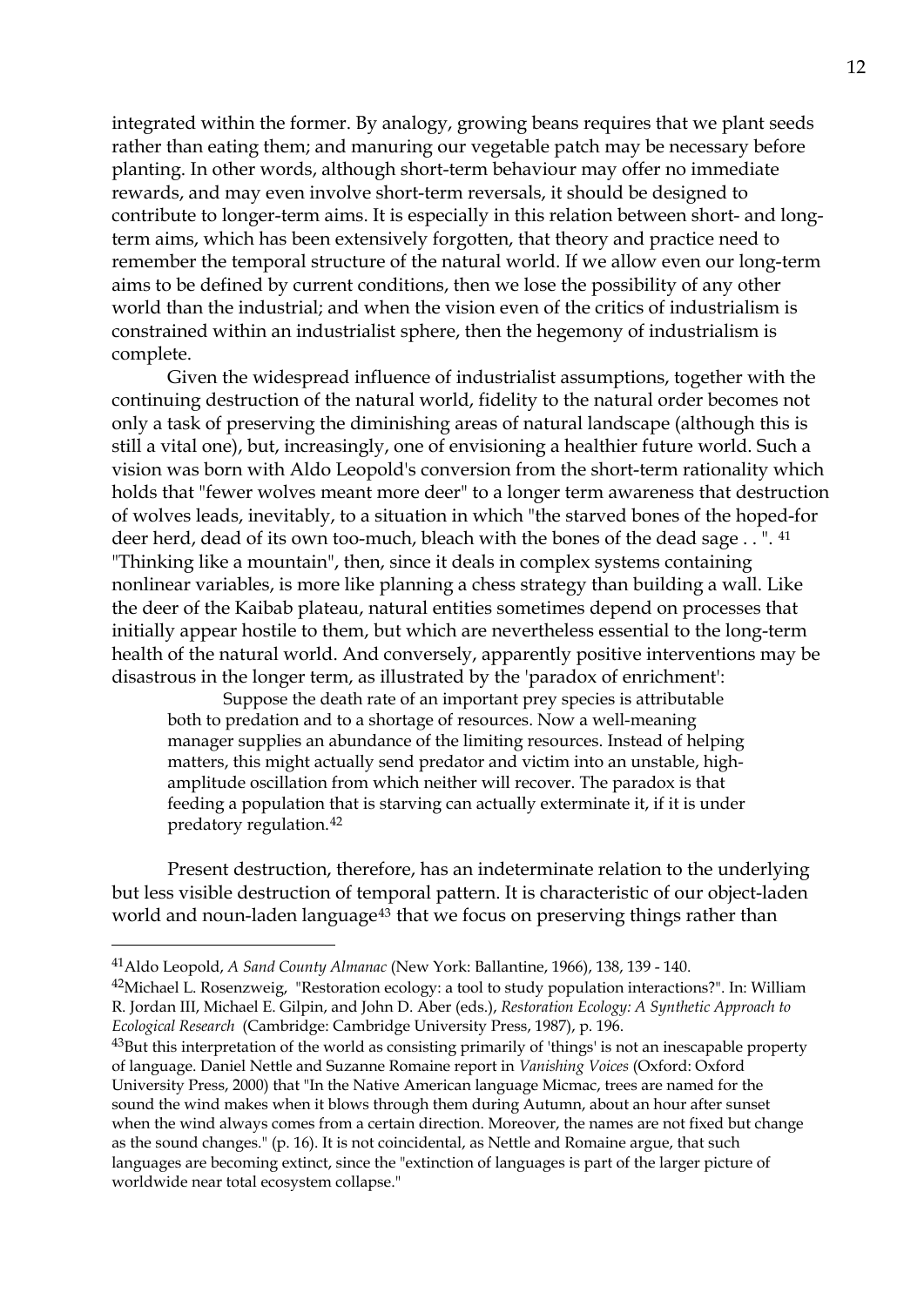integrated within the former. By analogy, growing beans requires that we plant seeds rather than eating them; and manuring our vegetable patch may be necessary before planting. In other words, although short-term behaviour may offer no immediate rewards, and may even involve short-term reversals, it should be designed to contribute to longer-term aims. It is especially in this relation between short- and long-term aims, which has been extensively forgotten, that theory and practice need to remember the temporal structure of the natural world. If we allow even our long-term aims to be defined by current conditions, then we lose the possibility of any other world than the industrial; and when the vision even of the critics of industrialism is constrained within an industrialist sphere, then the hegemony of industrialism is complete.

Given the widespread influence of industrialist assumptions, together with the continuing destruction of the natural world, fidelity to the natural order becomes not only a task of preserving the diminishing areas of natural landscape (although this is still a vital one), but, increasingly, one of envisioning a healthier future world. Such a vision was born with Aldo Leopold's conversion from the short-term rationality which holds that "fewer wolves meant more deer" to a longer term awareness that destruction of wolves leads, inevitably, to a situation in which "the starved bones of the hoped-for deer herd, dead of its own too-much, bleach with the bones of the dead sage . . ". [41] "Thinking like a mountain", then, since it deals in complex systems containing nonlinear variables, is more like planning a chess strategy than building a wall. Like the deer of the Kaibab plateau, natural entities sometimes depend on processes that initially appear hostile to them, but which are nevertheless essential to the long-term health of the natural world. And conversely, apparently positive interventions may be disastrous in the longer term, as illustrated by the 'paradox of enrichment':

> Suppose the death rate of an important prey species is attributable both to predation and to a shortage of resources. Now a well-meaning manager supplies an abundance of the limiting resources. Instead of helping matters, this might actually send predator and victim into an unstable, high-amplitude oscillation from which neither will recover. The paradox is that feeding a population that is starving can actually exterminate it, if it is under predatory regulation.[42]

Present destruction, therefore, has an indeterminate relation to the underlying but less visible destruction of temporal pattern. It is characteristic of our object-laden world and noun-laden language[43] that we focus on preserving things rather than

---

[41] Aldo Leopold, *A Sand County Almanac* (New York: Ballantine, 1966), 138, 139 - 140.

[42] Michael L. Rosenzweig, "Restoration ecology: a tool to study population interactions?". In: William R. Jordan III, Michael E. Gilpin, and John D. Aber (eds.), *Restoration Ecology: A Synthetic Approach to Ecological Research* (Cambridge: Cambridge University Press, 1987), p. 196.

[43] But this interpretation of the world as consisting primarily of 'things' is not an inescapable property of language. Daniel Nettle and Suzanne Romaine report in *Vanishing Voices* (Oxford: Oxford University Press, 2000) that "In the Native American language Micmac, trees are named for the sound the wind makes when it blows through them during Autumn, about an hour after sunset when the wind always comes from a certain direction. Moreover, the names are not fixed but change as the sound changes." (p. 16). It is not coincidental, as Nettle and Romaine argue, that such languages are becoming extinct, since the "extinction of languages is part of the larger picture of worldwide near total ecosystem collapse."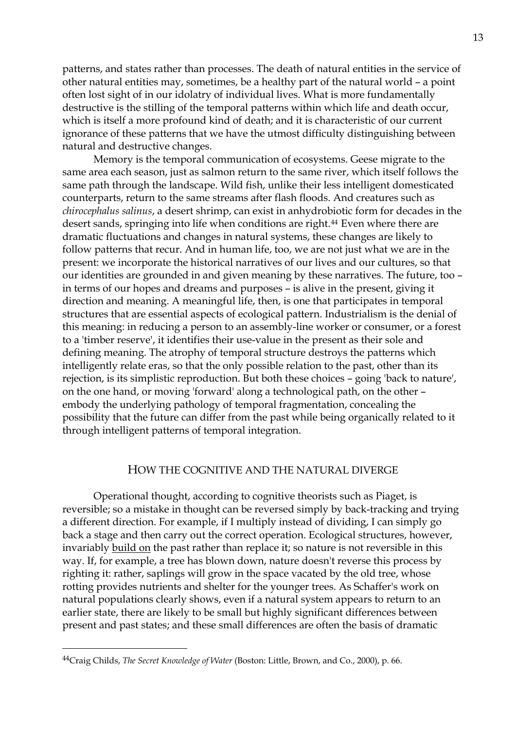patterns, and states rather than processes. The death of natural entities in the service of other natural entities may, sometimes, be a healthy part of the natural world – a point often lost sight of in our idolatry of individual lives. What is more fundamentally destructive is the stilling of the temporal patterns within which life and death occur, which is itself a more profound kind of death; and it is characteristic of our current ignorance of these patterns that we have the utmost difficulty distinguishing between natural and destructive changes.

Memory is the temporal communication of ecosystems. Geese migrate to the same area each season, just as salmon return to the same river, which itself follows the same path through the landscape. Wild fish, unlike their less intelligent domesticated counterparts, return to the same streams after flash floods. And creatures such as *chirocephalus salinus*, a desert shrimp, can exist in anhydrobiotic form for decades in the desert sands, springing into life when conditions are right.[44] Even where there are dramatic fluctuations and changes in natural systems, these changes are likely to follow patterns that recur. And in human life, too, we are not just what we are in the present: we incorporate the historical narratives of our lives and our cultures, so that our identities are grounded in and given meaning by these narratives. The future, too – in terms of our hopes and dreams and purposes – is alive in the present, giving it direction and meaning. A meaningful life, then, is one that participates in temporal structures that are essential aspects of ecological pattern. Industrialism is the denial of this meaning: in reducing a person to an assembly-line worker or consumer, or a forest to a 'timber reserve', it identifies their use-value in the present as their sole and defining meaning. The atrophy of temporal structure destroys the patterns which intelligently relate eras, so that the only possible relation to the past, other than its rejection, is its simplistic reproduction. But both these choices – going 'back to nature', on the one hand, or moving 'forward' along a technological path, on the other – embody the underlying pathology of temporal fragmentation, concealing the possibility that the future can differ from the past while being organically related to it through intelligent patterns of temporal integration.

## HOW THE COGNITIVE AND THE NATURAL DIVERGE

Operational thought, according to cognitive theorists such as Piaget, is reversible; so a mistake in thought can be reversed simply by back-tracking and trying a different direction. For example, if I multiply instead of dividing, I can simply go back a stage and then carry out the correct operation. Ecological structures, however, invariably <u>build on</u> the past rather than replace it; so nature is not reversible in this way. If, for example, a tree has blown down, nature doesn't reverse this process by righting it: rather, saplings will grow in the space vacated by the old tree, whose rotting provides nutrients and shelter for the younger trees. As Schaffer's work on natural populations clearly shows, even if a natural system appears to return to an earlier state, there are likely to be small but highly significant differences between present and past states; and these small differences are often the basis of dramatic

---

[44] Craig Childs, *The Secret Knowledge of Water* (Boston: Little, Brown, and Co., 2000), p. 66.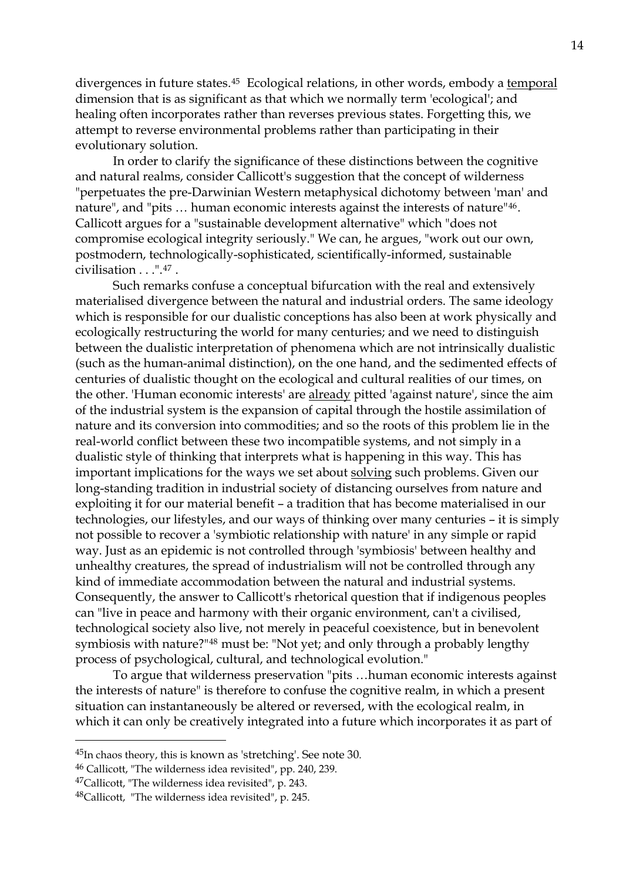divergences in future states.[45] Ecological relations, in other words, embody a <u>temporal</u> dimension that is as significant as that which we normally term 'ecological'; and healing often incorporates rather than reverses previous states. Forgetting this, we attempt to reverse environmental problems rather than participating in their evolutionary solution.

In order to clarify the significance of these distinctions between the cognitive and natural realms, consider Callicott's suggestion that the concept of wilderness "perpetuates the pre-Darwinian Western metaphysical dichotomy between 'man' and nature", and "pits … human economic interests against the interests of nature"[46]. Callicott argues for a "sustainable development alternative" which "does not compromise ecological integrity seriously." We can, he argues, "work out our own, postmodern, technologically-sophisticated, scientifically-informed, sustainable civilisation . . .".[47] .

Such remarks confuse a conceptual bifurcation with the real and extensively materialised divergence between the natural and industrial orders. The same ideology which is responsible for our dualistic conceptions has also been at work physically and ecologically restructuring the world for many centuries; and we need to distinguish between the dualistic interpretation of phenomena which are not intrinsically dualistic (such as the human-animal distinction), on the one hand, and the sedimented effects of centuries of dualistic thought on the ecological and cultural realities of our times, on the other. 'Human economic interests' are <u>already</u> pitted 'against nature', since the aim of the industrial system is the expansion of capital through the hostile assimilation of nature and its conversion into commodities; and so the roots of this problem lie in the real-world conflict between these two incompatible systems, and not simply in a dualistic style of thinking that interprets what is happening in this way. This has important implications for the ways we set about <u>solving</u> such problems. Given our long-standing tradition in industrial society of distancing ourselves from nature and exploiting it for our material benefit – a tradition that has become materialised in our technologies, our lifestyles, and our ways of thinking over many centuries – it is simply not possible to recover a 'symbiotic relationship with nature' in any simple or rapid way. Just as an epidemic is not controlled through 'symbiosis' between healthy and unhealthy creatures, the spread of industrialism will not be controlled through any kind of immediate accommodation between the natural and industrial systems. Consequently, the answer to Callicott's rhetorical question that if indigenous peoples can "live in peace and harmony with their organic environment, can't a civilised, technological society also live, not merely in peaceful coexistence, but in benevolent symbiosis with nature?"[48] must be: "Not yet; and only through a probably lengthy process of psychological, cultural, and technological evolution."

To argue that wilderness preservation "pits …human economic interests against the interests of nature" is therefore to confuse the cognitive realm, in which a present situation can instantaneously be altered or reversed, with the ecological realm, in which it can only be creatively integrated into a future which incorporates it as part of

---

[45] In chaos theory, this is known as 'stretching'. See note 30.

[46] Callicott, "The wilderness idea revisited", pp. 240, 239.

[47] Callicott, "The wilderness idea revisited", p. 243.

[48] Callicott, "The wilderness idea revisited", p. 245.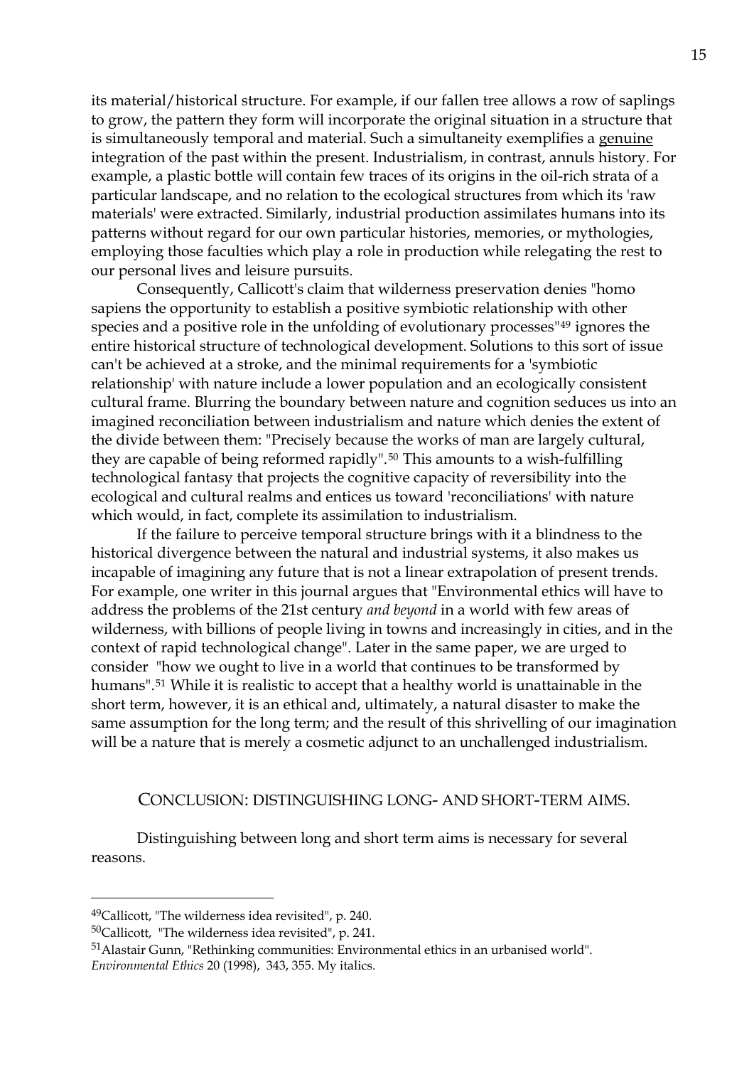its material/historical structure. For example, if our fallen tree allows a row of saplings to grow, the pattern they form will incorporate the original situation in a structure that is simultaneously temporal and material. Such a simultaneity exemplifies a <u>genuine</u> integration of the past within the present. Industrialism, in contrast, annuls history. For example, a plastic bottle will contain few traces of its origins in the oil-rich strata of a particular landscape, and no relation to the ecological structures from which its 'raw materials' were extracted. Similarly, industrial production assimilates humans into its patterns without regard for our own particular histories, memories, or mythologies, employing those faculties which play a role in production while relegating the rest to our personal lives and leisure pursuits.

Consequently, Callicott's claim that wilderness preservation denies "homo sapiens the opportunity to establish a positive symbiotic relationship with other species and a positive role in the unfolding of evolutionary processes"[49] ignores the entire historical structure of technological development. Solutions to this sort of issue can't be achieved at a stroke, and the minimal requirements for a 'symbiotic relationship' with nature include a lower population and an ecologically consistent cultural frame. Blurring the boundary between nature and cognition seduces us into an imagined reconciliation between industrialism and nature which denies the extent of the divide between them: "Precisely because the works of man are largely cultural, they are capable of being reformed rapidly".[50] This amounts to a wish-fulfilling technological fantasy that projects the cognitive capacity of reversibility into the ecological and cultural realms and entices us toward 'reconciliations' with nature which would, in fact, complete its assimilation to industrialism.

If the failure to perceive temporal structure brings with it a blindness to the historical divergence between the natural and industrial systems, it also makes us incapable of imagining any future that is not a linear extrapolation of present trends. For example, one writer in this journal argues that "Environmental ethics will have to address the problems of the 21st century *and beyond* in a world with few areas of wilderness, with billions of people living in towns and increasingly in cities, and in the context of rapid technological change". Later in the same paper, we are urged to consider "how we ought to live in a world that continues to be transformed by humans".[51] While it is realistic to accept that a healthy world is unattainable in the short term, however, it is an ethical and, ultimately, a natural disaster to make the same assumption for the long term; and the result of this shrivelling of our imagination will be a nature that is merely a cosmetic adjunct to an unchallenged industrialism.

## CONCLUSION: DISTINGUISHING LONG- AND SHORT-TERM AIMS.

Distinguishing between long and short term aims is necessary for several reasons.

---

[49] Callicott, "The wilderness idea revisited", p. 240.

[50] Callicott, "The wilderness idea revisited", p. 241.

[51] Alastair Gunn, "Rethinking communities: Environmental ethics in an urbanised world". *Environmental Ethics* 20 (1998), 343, 355. My italics.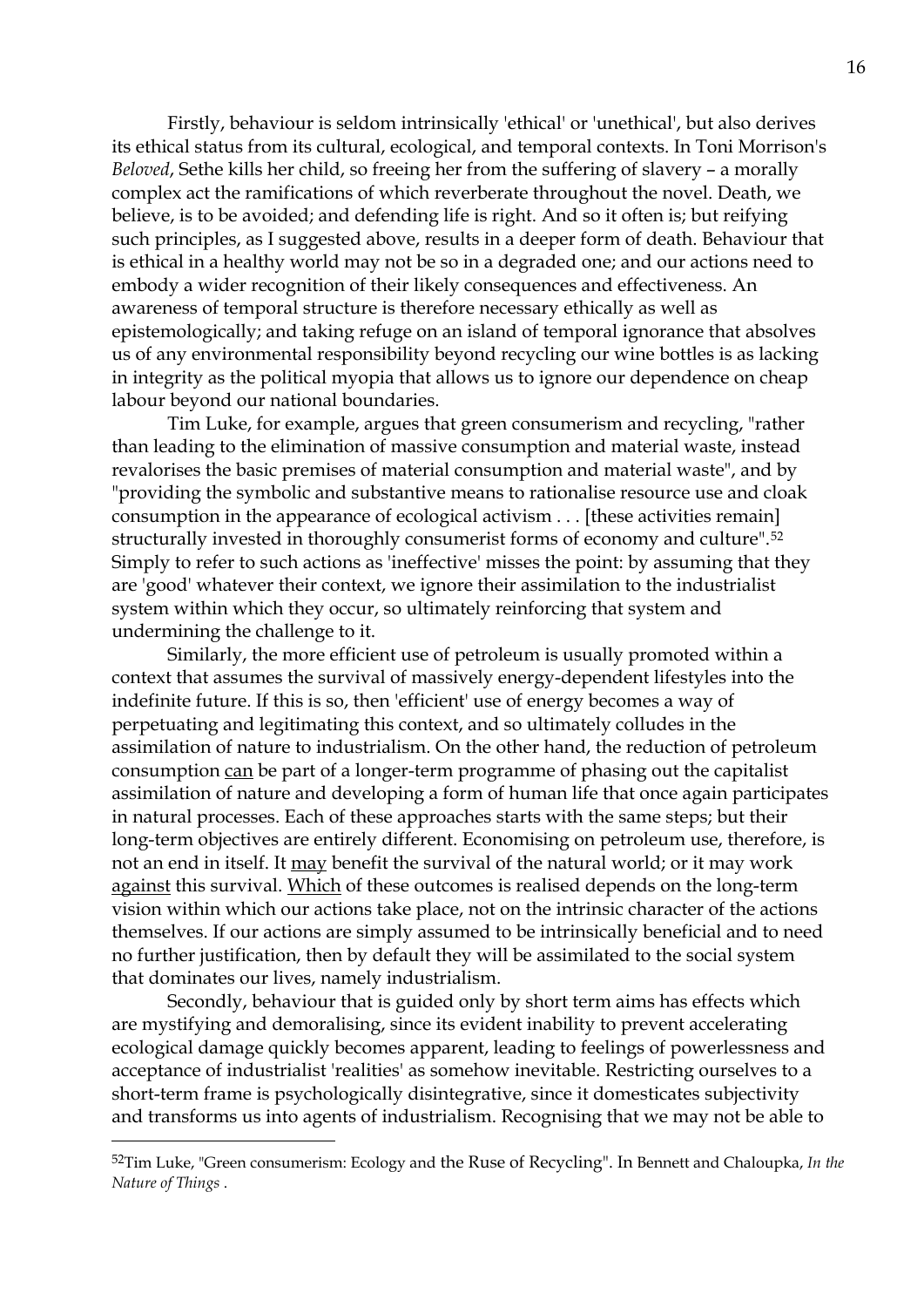Firstly, behaviour is seldom intrinsically 'ethical' or 'unethical', but also derives its ethical status from its cultural, ecological, and temporal contexts. In Toni Morrison's *Beloved*, Sethe kills her child, so freeing her from the suffering of slavery – a morally complex act the ramifications of which reverberate throughout the novel. Death, we believe, is to be avoided; and defending life is right. And so it often is; but reifying such principles, as I suggested above, results in a deeper form of death. Behaviour that is ethical in a healthy world may not be so in a degraded one; and our actions need to embody a wider recognition of their likely consequences and effectiveness. An awareness of temporal structure is therefore necessary ethically as well as epistemologically; and taking refuge on an island of temporal ignorance that absolves us of any environmental responsibility beyond recycling our wine bottles is as lacking in integrity as the political myopia that allows us to ignore our dependence on cheap labour beyond our national boundaries.

Tim Luke, for example, argues that green consumerism and recycling, "rather than leading to the elimination of massive consumption and material waste, instead revalorises the basic premises of material consumption and material waste", and by "providing the symbolic and substantive means to rationalise resource use and cloak consumption in the appearance of ecological activism . . . [these activities remain] structurally invested in thoroughly consumerist forms of economy and culture".[52] Simply to refer to such actions as 'ineffective' misses the point: by assuming that they are 'good' whatever their context, we ignore their assimilation to the industrialist system within which they occur, so ultimately reinforcing that system and undermining the challenge to it.

Similarly, the more efficient use of petroleum is usually promoted within a context that assumes the survival of massively energy-dependent lifestyles into the indefinite future. If this is so, then 'efficient' use of energy becomes a way of perpetuating and legitimating this context, and so ultimately colludes in the assimilation of nature to industrialism. On the other hand, the reduction of petroleum consumption <u>can</u> be part of a longer-term programme of phasing out the capitalist assimilation of nature and developing a form of human life that once again participates in natural processes. Each of these approaches starts with the same steps; but their long-term objectives are entirely different. Economising on petroleum use, therefore, is not an end in itself. It <u>may</u> benefit the survival of the natural world; or it may work <u>against</u> this survival. <u>Which</u> of these outcomes is realised depends on the long-term vision within which our actions take place, not on the intrinsic character of the actions themselves. If our actions are simply assumed to be intrinsically beneficial and to need no further justification, then by default they will be assimilated to the social system that dominates our lives, namely industrialism.

Secondly, behaviour that is guided only by short term aims has effects which are mystifying and demoralising, since its evident inability to prevent accelerating ecological damage quickly becomes apparent, leading to feelings of powerlessness and acceptance of industrialist 'realities' as somehow inevitable. Restricting ourselves to a short-term frame is psychologically disintegrative, since it domesticates subjectivity and transforms us into agents of industrialism. Recognising that we may not be able to

---

[52] Tim Luke, "Green consumerism: Ecology and the Ruse of Recycling". In Bennett and Chaloupka, *In the Nature of Things* .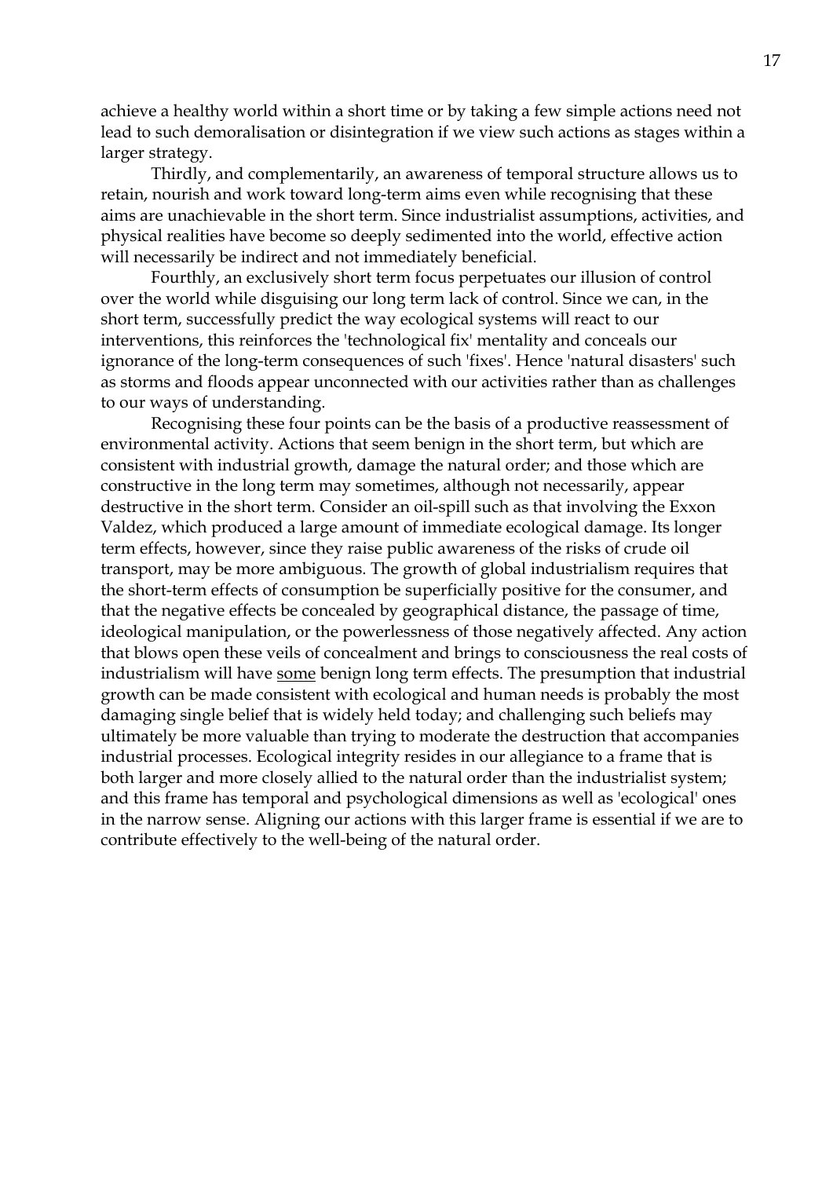achieve a healthy world within a short time or by taking a few simple actions need not lead to such demoralisation or disintegration if we view such actions as stages within a larger strategy.

Thirdly, and complementarily, an awareness of temporal structure allows us to retain, nourish and work toward long-term aims even while recognising that these aims are unachievable in the short term. Since industrialist assumptions, activities, and physical realities have become so deeply sedimented into the world, effective action will necessarily be indirect and not immediately beneficial.

Fourthly, an exclusively short term focus perpetuates our illusion of control over the world while disguising our long term lack of control. Since we can, in the short term, successfully predict the way ecological systems will react to our interventions, this reinforces the 'technological fix' mentality and conceals our ignorance of the long-term consequences of such 'fixes'. Hence 'natural disasters' such as storms and floods appear unconnected with our activities rather than as challenges to our ways of understanding.

Recognising these four points can be the basis of a productive reassessment of environmental activity. Actions that seem benign in the short term, but which are consistent with industrial growth, damage the natural order; and those which are constructive in the long term may sometimes, although not necessarily, appear destructive in the short term. Consider an oil-spill such as that involving the Exxon Valdez, which produced a large amount of immediate ecological damage. Its longer term effects, however, since they raise public awareness of the risks of crude oil transport, may be more ambiguous. The growth of global industrialism requires that the short-term effects of consumption be superficially positive for the consumer, and that the negative effects be concealed by geographical distance, the passage of time, ideological manipulation, or the powerlessness of those negatively affected. Any action that blows open these veils of concealment and brings to consciousness the real costs of industrialism will have <u>some</u> benign long term effects. The presumption that industrial growth can be made consistent with ecological and human needs is probably the most damaging single belief that is widely held today; and challenging such beliefs may ultimately be more valuable than trying to moderate the destruction that accompanies industrial processes. Ecological integrity resides in our allegiance to a frame that is both larger and more closely allied to the natural order than the industrialist system; and this frame has temporal and psychological dimensions as well as 'ecological' ones in the narrow sense. Aligning our actions with this larger frame is essential if we are to contribute effectively to the well-being of the natural order.